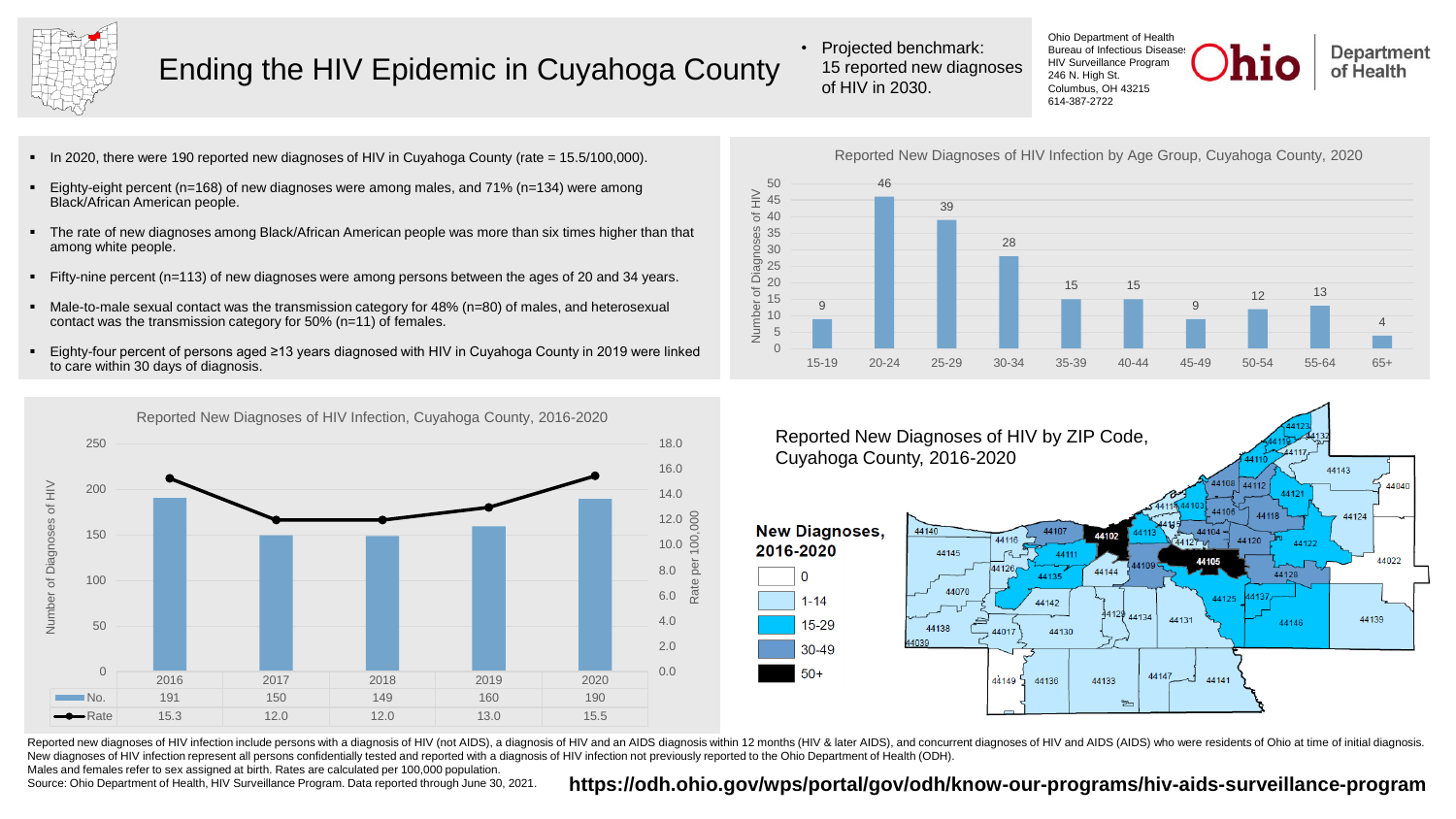# Ending the HIV Epidemic in Cuyahoga County

- Projected benchmark: 15 reported new diagnoses of HIV in 2030.

Ohio Department of Health
Bureau of Infectious Diseases
HIV Surveillance Program
246 N. High St.
Columbus, OH 43215
614-387-2722

Ohio Department of Health

- In 2020, there were 190 reported new diagnoses of HIV in Cuyahoga County (rate = 15.5/100,000).
- Eighty-eight percent (n=168) of new diagnoses were among males, and 71% (n=134) were among Black/African American people.
- The rate of new diagnoses among Black/African American people was more than six times higher than that among white people.
- Fifty-nine percent (n=113) of new diagnoses were among persons between the ages of 20 and 34 years.
- Male-to-male sexual contact was the transmission category for 48% (n=80) of males, and heterosexual contact was the transmission category for 50% (n=11) of females.
- Eighty-four percent of persons aged ≥13 years diagnosed with HIV in Cuyahoga County in 2019 were linked to care within 30 days of diagnosis.

## Reported New Diagnoses of HIV Infection by Age Group, Cuyahoga County, 2020

| Age Group | 15-19 | 20-24 | 25-29 | 30-34 | 35-39 | 40-44 | 45-49 | 50-54 | 55-64 | 65+ |
|---|---|---|---|---|---|---|---|---|---|---|
| Number of Diagnoses of HIV | 9 | 46 | 39 | 28 | 15 | 15 | 9 | 12 | 13 | 4 |

## Reported New Diagnoses of HIV Infection, Cuyahoga County, 2016-2020

| | 2016 | 2017 | 2018 | 2019 | 2020 |
|---|---|---|---|---|---|
| No. | 191 | 150 | 149 | 160 | 190 |
| Rate | 15.3 | 12.0 | 12.0 | 13.0 | 15.5 |

## Reported New Diagnoses of HIV by ZIP Code, Cuyahoga County, 2016-2020

**New Diagnoses, 2016-2020**

- 0
- 1-14
- 15-29
- 30-49
- 50+

Reported new diagnoses of HIV infection include persons with a diagnosis of HIV (not AIDS), a diagnosis of HIV and an AIDS diagnosis within 12 months (HIV & later AIDS), and concurrent diagnoses of HIV and AIDS (AIDS) who were residents of Ohio at time of initial diagnosis.
New diagnoses of HIV infection represent all persons confidentially tested and reported with a diagnosis of HIV infection not previously reported to the Ohio Department of Health (ODH).
Males and females refer to sex assigned at birth. Rates are calculated per 100,000 population.
Source: Ohio Department of Health, HIV Surveillance Program. Data reported through June 30, 2021.

**https://odh.ohio.gov/wps/portal/gov/odh/know-our-programs/hiv-aids-surveillance-program**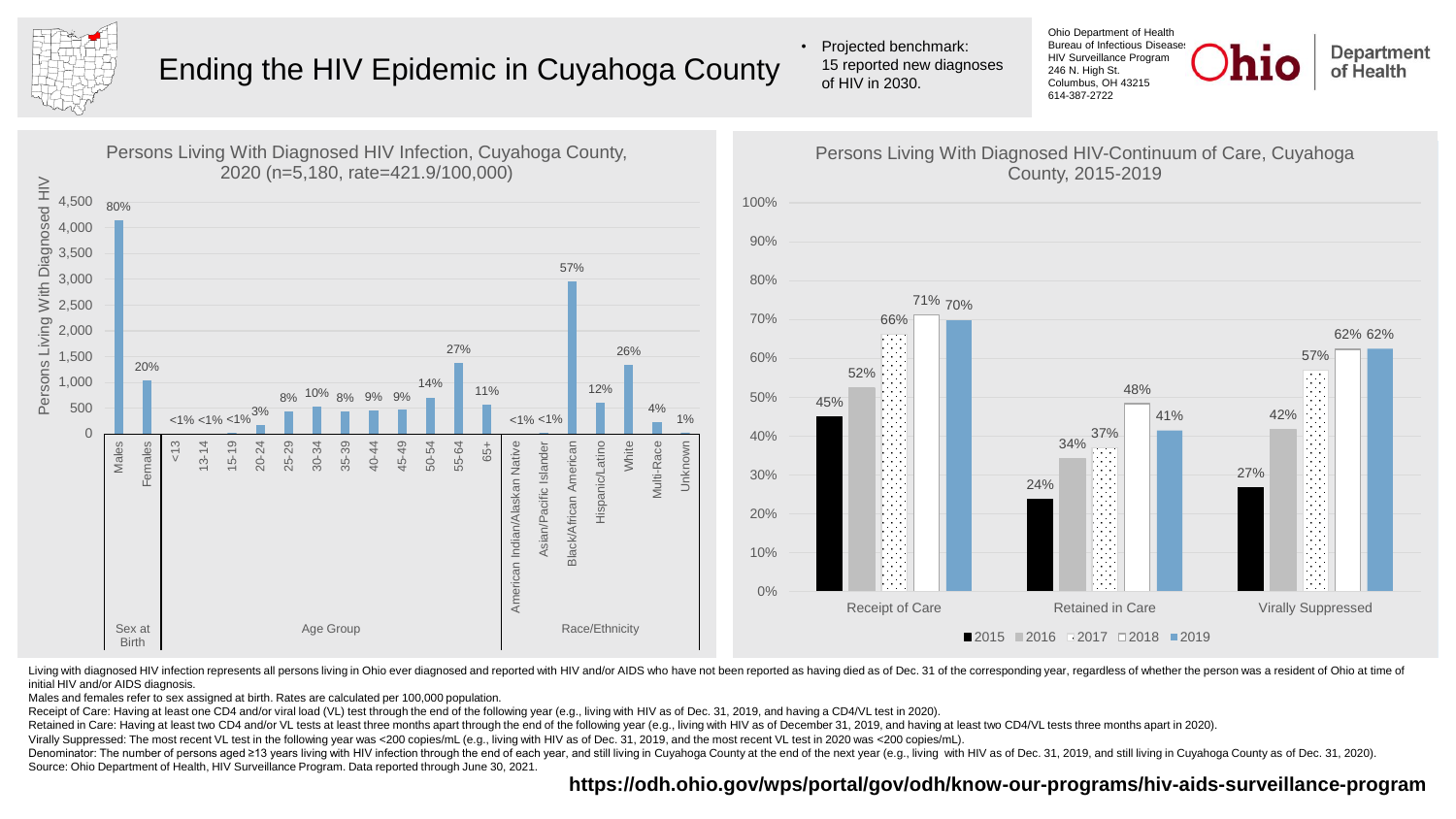# Ending the HIV Epidemic in Cuyahoga County

- Projected benchmark: 15 reported new diagnoses of HIV in 2030.

Ohio Department of Health
Bureau of Infectious Diseases
HIV Surveillance Program
246 N. High St.
Columbus, OH 43215
614-387-2722

Ohio Department of Health

## Persons Living With Diagnosed HIV Infection, Cuyahoga County, 2020 (n=5,180, rate=421.9/100,000)

Persons Living With Diagnosed HIV

4,500
4,000
3,500
3,000
2,500
2,000
1,500
1,000
500
0

Sex at Birth: Males 80%, Females 20%

Age Group: <13 <1%, 13-14 <1%, 15-19 <1%, 20-24 3%, 25-29 8%, 30-34 10%, 35-39 8%, 40-44 9%, 45-49 9%, 50-54 14%, 55-64 27%, 65+ 11%

Race/Ethnicity: American Indian/Alaskan Native <1%, Asian/Pacific Islander <1%, Black/African American 57%, Hispanic/Latino 12%, White 26%, Multi-Race 4%, Unknown 1%

## Persons Living With Diagnosed HIV-Continuum of Care, Cuyahoga County, 2015-2019

100%
90%
80%
70%
60%
50%
40%
30%
20%
10%
0%

Receipt of Care: 45% 52% 66% 71% 70%

Retained in Care: 24% 34% 37% 48% 41%

Virally Suppressed: 27% 42% 57% 62% 62%

2015 2016 2017 2018 2019

Living with diagnosed HIV infection represents all persons living in Ohio ever diagnosed and reported with HIV and/or AIDS who have not been reported as having died as of Dec. 31 of the corresponding year, regardless of whether the person was a resident of Ohio at time of initial HIV and/or AIDS diagnosis.

Males and females refer to sex assigned at birth. Rates are calculated per 100,000 population.

Receipt of Care: Having at least one CD4 and/or viral load (VL) test through the end of the following year (e.g., living with HIV as of Dec. 31, 2019, and having a CD4/VL test in 2020).

Retained in Care: Having at least two CD4 and/or VL tests at least three months apart through the end of the following year (e.g., living with HIV as of December 31, 2019, and having at least two CD4/VL tests three months apart in 2020).

Virally Suppressed: The most recent VL test in the following year was <200 copies/mL (e.g., living with HIV as of Dec. 31, 2019, and the most recent VL test in 2020 was <200 copies/mL).

Denominator: The number of persons aged ≥13 years living with HIV infection through the end of each year, and still living in Cuyahoga County at the end of the next year (e.g., living with HIV as of Dec. 31, 2019, and still living in Cuyahoga County as of Dec. 31, 2020).

Source: Ohio Department of Health, HIV Surveillance Program. Data reported through June 30, 2021.

**https://odh.ohio.gov/wps/portal/gov/odh/know-our-programs/hiv-aids-surveillance-program**